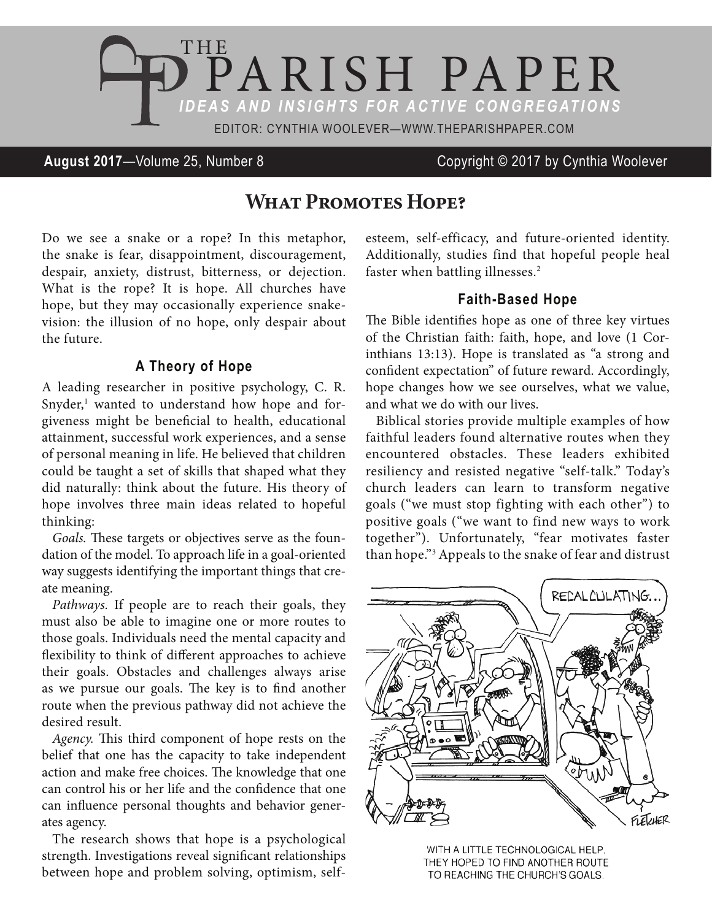# THE PARISH PAPER

*IDEAS AND INSIGHTS FOR ACTIVE CONGREGATIONS*

EDITOR: CYNTHIA WOOLEVER—WWW.THEPARISHPAPER.COM

**August 2017**—Volume 25, Number 8 Copyright © 2017 by Cynthia Woolever

## What Promotes Hope?

Do we see a snake or a rope? In this metaphor, the snake is fear, disappointment, discouragement, despair, anxiety, distrust, bitterness, or dejection. What is the rope? It is hope. All churches have hope, but they may occasionally experience snake-vision: the illusion of no hope, only despair about the future.

### A Theory of Hope

A leading researcher in positive psychology, C. R. Snyder,[1] wanted to understand how hope and forgiveness might be beneficial to health, educational attainment, successful work experiences, and a sense of personal meaning in life. He believed that children could be taught a set of skills that shaped what they did naturally: think about the future. His theory of hope involves three main ideas related to hopeful thinking:

*Goals.* These targets or objectives serve as the foundation of the model. To approach life in a goal-oriented way suggests identifying the important things that create meaning.

*Pathways.* If people are to reach their goals, they must also be able to imagine one or more routes to those goals. Individuals need the mental capacity and flexibility to think of different approaches to achieve their goals. Obstacles and challenges always arise as we pursue our goals. The key is to find another route when the previous pathway did not achieve the desired result.

*Agency.* This third component of hope rests on the belief that one has the capacity to take independent action and make free choices. The knowledge that one can control his or her life and the confidence that one can influence personal thoughts and behavior generates agency.

The research shows that hope is a psychological strength. Investigations reveal significant relationships between hope and problem solving, optimism, self-esteem, self-efficacy, and future-oriented identity. Additionally, studies find that hopeful people heal faster when battling illnesses.[2]

### Faith-Based Hope

The Bible identifies hope as one of three key virtues of the Christian faith: faith, hope, and love (1 Corinthians 13:13). Hope is translated as "a strong and confident expectation" of future reward. Accordingly, hope changes how we see ourselves, what we value, and what we do with our lives.

Biblical stories provide multiple examples of how faithful leaders found alternative routes when they encountered obstacles. These leaders exhibited resiliency and resisted negative "self-talk." Today's church leaders can learn to transform negative goals ("we must stop fighting with each other") to positive goals ("we want to find new ways to work together"). Unfortunately, "fear motivates faster than hope."[3] Appeals to the snake of fear and distrust

WITH A LITTLE TECHNOLOGICAL HELP, THEY HOPED TO FIND ANOTHER ROUTE TO REACHING THE CHURCH'S GOALS.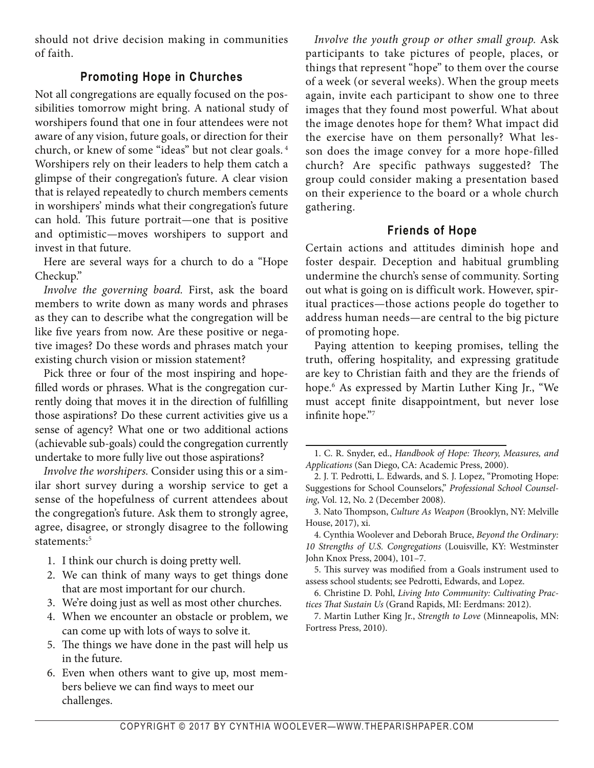should not drive decision making in communities of faith.

## Promoting Hope in Churches

Not all congregations are equally focused on the possibilities tomorrow might bring. A national study of worshipers found that one in four attendees were not aware of any vision, future goals, or direction for their church, or knew of some "ideas" but not clear goals. [4] Worshipers rely on their leaders to help them catch a glimpse of their congregation's future. A clear vision that is relayed repeatedly to church members cements in worshipers' minds what their congregation's future can hold. This future portrait—one that is positive and optimistic—moves worshipers to support and invest in that future.

Here are several ways for a church to do a "Hope Checkup."

*Involve the governing board.* First, ask the board members to write down as many words and phrases as they can to describe what the congregation will be like five years from now. Are these positive or negative images? Do these words and phrases match your existing church vision or mission statement?

Pick three or four of the most inspiring and hope-filled words or phrases. What is the congregation currently doing that moves it in the direction of fulfilling those aspirations? Do these current activities give us a sense of agency? What one or two additional actions (achievable sub-goals) could the congregation currently undertake to more fully live out those aspirations?

*Involve the worshipers.* Consider using this or a similar short survey during a worship service to get a sense of the hopefulness of current attendees about the congregation's future. Ask them to strongly agree, agree, disagree, or strongly disagree to the following statements:[5]

1. I think our church is doing pretty well.
2. We can think of many ways to get things done that are most important for our church.
3. We're doing just as well as most other churches.
4. When we encounter an obstacle or problem, we can come up with lots of ways to solve it.
5. The things we have done in the past will help us in the future.
6. Even when others want to give up, most members believe we can find ways to meet our challenges.

*Involve the youth group or other small group.* Ask participants to take pictures of people, places, or things that represent "hope" to them over the course of a week (or several weeks). When the group meets again, invite each participant to show one to three images that they found most powerful. What about the image denotes hope for them? What impact did the exercise have on them personally? What lesson does the image convey for a more hope-filled church? Are specific pathways suggested? The group could consider making a presentation based on their experience to the board or a whole church gathering.

## Friends of Hope

Certain actions and attitudes diminish hope and foster despair. Deception and habitual grumbling undermine the church's sense of community. Sorting out what is going on is difficult work. However, spiritual practices—those actions people do together to address human needs—are central to the big picture of promoting hope.

Paying attention to keeping promises, telling the truth, offering hospitality, and expressing gratitude are key to Christian faith and they are the friends of hope.[6] As expressed by Martin Luther King Jr., "We must accept finite disappointment, but never lose infinite hope."[7]

---

1. C. R. Snyder, ed., *Handbook of Hope: Theory, Measures, and Applications* (San Diego, CA: Academic Press, 2000).
2. J. T. Pedrotti, L. Edwards, and S. J. Lopez, "Promoting Hope: Suggestions for School Counselors," *Professional School Counseling*, Vol. 12, No. 2 (December 2008).
3. Nato Thompson, *Culture As Weapon* (Brooklyn, NY: Melville House, 2017), xi.
4. Cynthia Woolever and Deborah Bruce, *Beyond the Ordinary: 10 Strengths of U.S. Congregations* (Louisville, KY: Westminster John Knox Press, 2004), 101–7.
5. This survey was modified from a Goals instrument used to assess school students; see Pedrotti, Edwards, and Lopez.
6. Christine D. Pohl, *Living Into Community: Cultivating Practices That Sustain Us* (Grand Rapids, MI: Eerdmans: 2012).
7. Martin Luther King Jr., *Strength to Love* (Minneapolis, MN: Fortress Press, 2010).